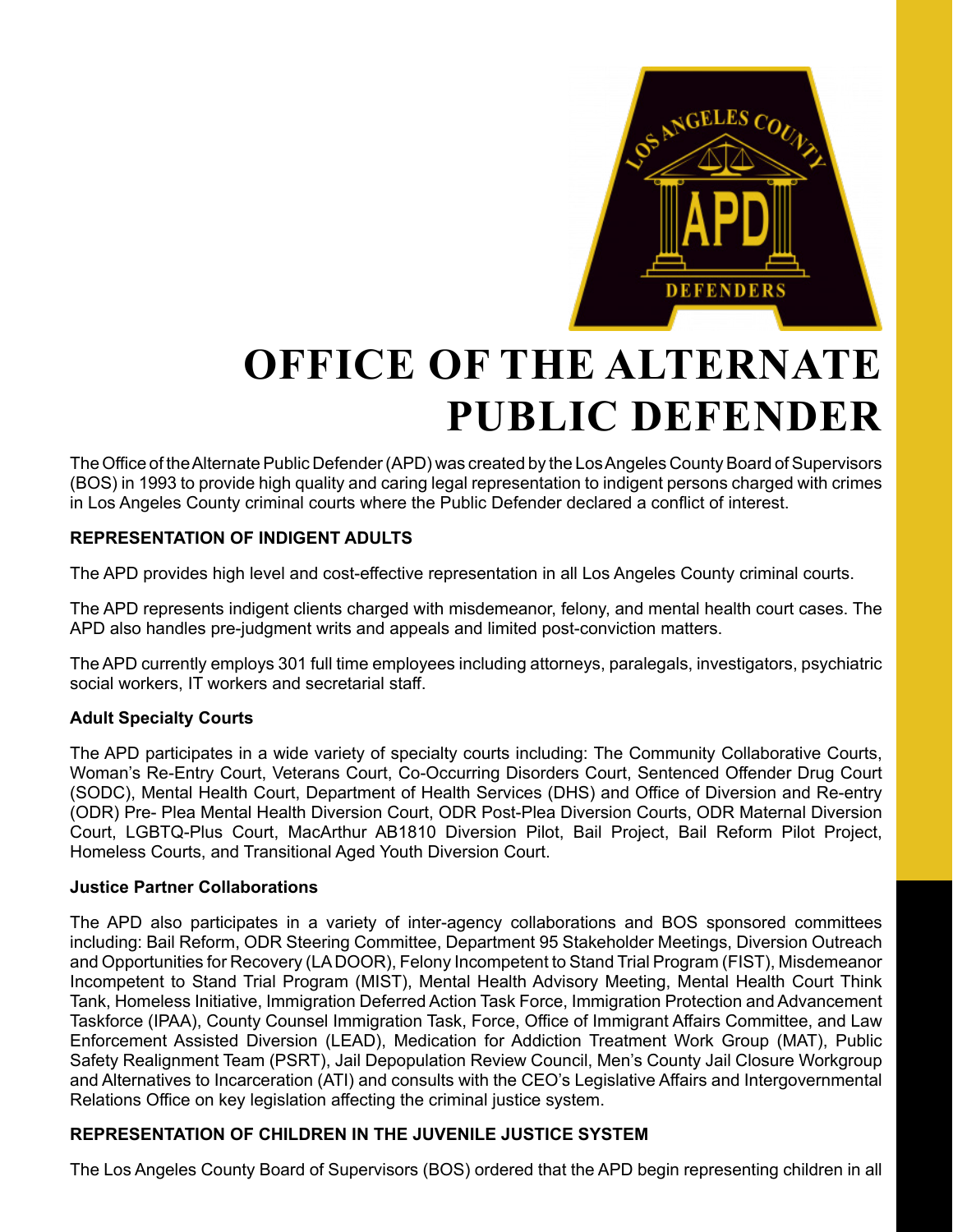# OFFICE OF THE ALTERNATE PUBLIC DEFENDER

The Office of the Alternate Public Defender (APD) was created by the Los Angeles County Board of Supervisors (BOS) in 1993 to provide high quality and caring legal representation to indigent persons charged with crimes in Los Angeles County criminal courts where the Public Defender declared a conflict of interest.

## REPRESENTATION OF INDIGENT ADULTS

The APD provides high level and cost-effective representation in all Los Angeles County criminal courts.

The APD represents indigent clients charged with misdemeanor, felony, and mental health court cases. The APD also handles pre-judgment writs and appeals and limited post-conviction matters.

The APD currently employs 301 full time employees including attorneys, paralegals, investigators, psychiatric social workers, IT workers and secretarial staff.

### Adult Specialty Courts

The APD participates in a wide variety of specialty courts including: The Community Collaborative Courts, Woman's Re-Entry Court, Veterans Court, Co-Occurring Disorders Court, Sentenced Offender Drug Court (SODC), Mental Health Court, Department of Health Services (DHS) and Office of Diversion and Re-entry (ODR) Pre- Plea Mental Health Diversion Court, ODR Post-Plea Diversion Courts, ODR Maternal Diversion Court, LGBTQ-Plus Court, MacArthur AB1810 Diversion Pilot, Bail Project, Bail Reform Pilot Project, Homeless Courts, and Transitional Aged Youth Diversion Court.

### Justice Partner Collaborations

The APD also participates in a variety of inter-agency collaborations and BOS sponsored committees including: Bail Reform, ODR Steering Committee, Department 95 Stakeholder Meetings, Diversion Outreach and Opportunities for Recovery (LA DOOR), Felony Incompetent to Stand Trial Program (FIST), Misdemeanor Incompetent to Stand Trial Program (MIST), Mental Health Advisory Meeting, Mental Health Court Think Tank, Homeless Initiative, Immigration Deferred Action Task Force, Immigration Protection and Advancement Taskforce (IPAA), County Counsel Immigration Task, Force, Office of Immigrant Affairs Committee, and Law Enforcement Assisted Diversion (LEAD), Medication for Addiction Treatment Work Group (MAT), Public Safety Realignment Team (PSRT), Jail Depopulation Review Council, Men's County Jail Closure Workgroup and Alternatives to Incarceration (ATI) and consults with the CEO's Legislative Affairs and Intergovernmental Relations Office on key legislation affecting the criminal justice system.

## REPRESENTATION OF CHILDREN IN THE JUVENILE JUSTICE SYSTEM

The Los Angeles County Board of Supervisors (BOS) ordered that the APD begin representing children in all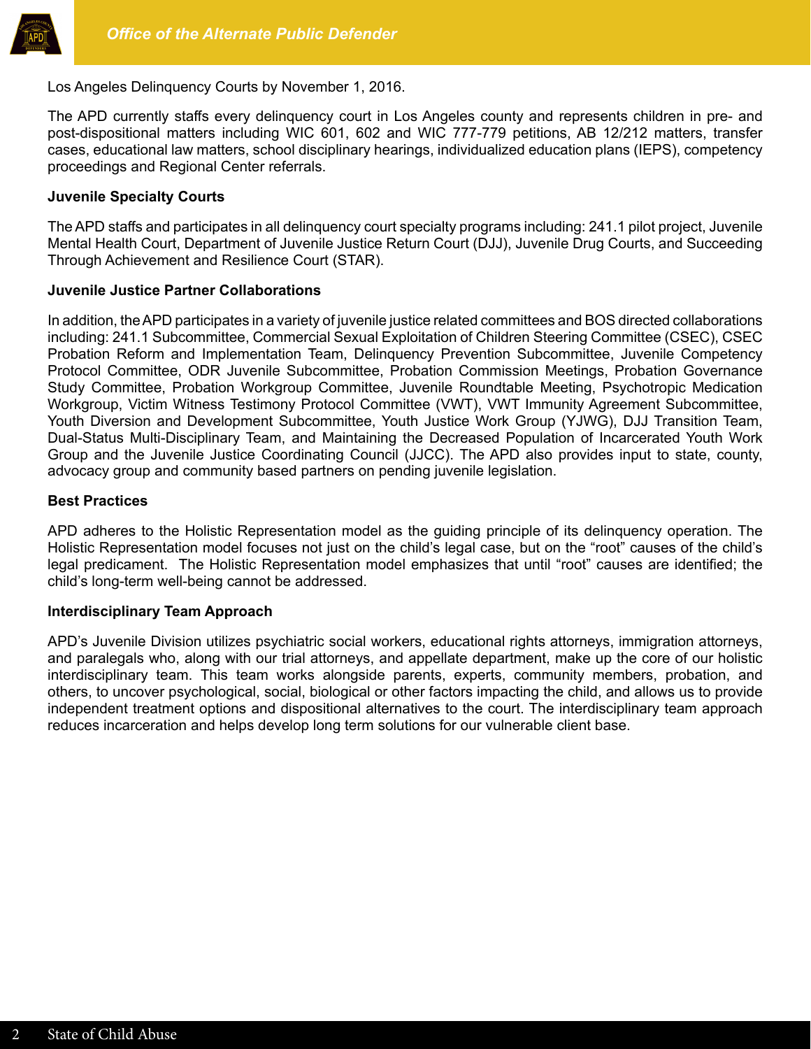Los Angeles Delinquency Courts by November 1, 2016.

The APD currently staffs every delinquency court in Los Angeles county and represents children in pre- and post-dispositional matters including WIC 601, 602 and WIC 777-779 petitions, AB 12/212 matters, transfer cases, educational law matters, school disciplinary hearings, individualized education plans (IEPS), competency proceedings and Regional Center referrals.

**Juvenile Specialty Courts**

The APD staffs and participates in all delinquency court specialty programs including: 241.1 pilot project, Juvenile Mental Health Court, Department of Juvenile Justice Return Court (DJJ), Juvenile Drug Courts, and Succeeding Through Achievement and Resilience Court (STAR).

**Juvenile Justice Partner Collaborations**

In addition, the APD participates in a variety of juvenile justice related committees and BOS directed collaborations including: 241.1 Subcommittee, Commercial Sexual Exploitation of Children Steering Committee (CSEC), CSEC Probation Reform and Implementation Team, Delinquency Prevention Subcommittee, Juvenile Competency Protocol Committee, ODR Juvenile Subcommittee, Probation Commission Meetings, Probation Governance Study Committee, Probation Workgroup Committee, Juvenile Roundtable Meeting, Psychotropic Medication Workgroup, Victim Witness Testimony Protocol Committee (VWT), VWT Immunity Agreement Subcommittee, Youth Diversion and Development Subcommittee, Youth Justice Work Group (YJWG), DJJ Transition Team, Dual-Status Multi-Disciplinary Team, and Maintaining the Decreased Population of Incarcerated Youth Work Group and the Juvenile Justice Coordinating Council (JJCC). The APD also provides input to state, county, advocacy group and community based partners on pending juvenile legislation.

**Best Practices**

APD adheres to the Holistic Representation model as the guiding principle of its delinquency operation. The Holistic Representation model focuses not just on the child's legal case, but on the "root" causes of the child's legal predicament. The Holistic Representation model emphasizes that until "root" causes are identified; the child's long-term well-being cannot be addressed.

**Interdisciplinary Team Approach**

APD's Juvenile Division utilizes psychiatric social workers, educational rights attorneys, immigration attorneys, and paralegals who, along with our trial attorneys, and appellate department, make up the core of our holistic interdisciplinary team. This team works alongside parents, experts, community members, probation, and others, to uncover psychological, social, biological or other factors impacting the child, and allows us to provide independent treatment options and dispositional alternatives to the court. The interdisciplinary team approach reduces incarceration and helps develop long term solutions for our vulnerable client base.